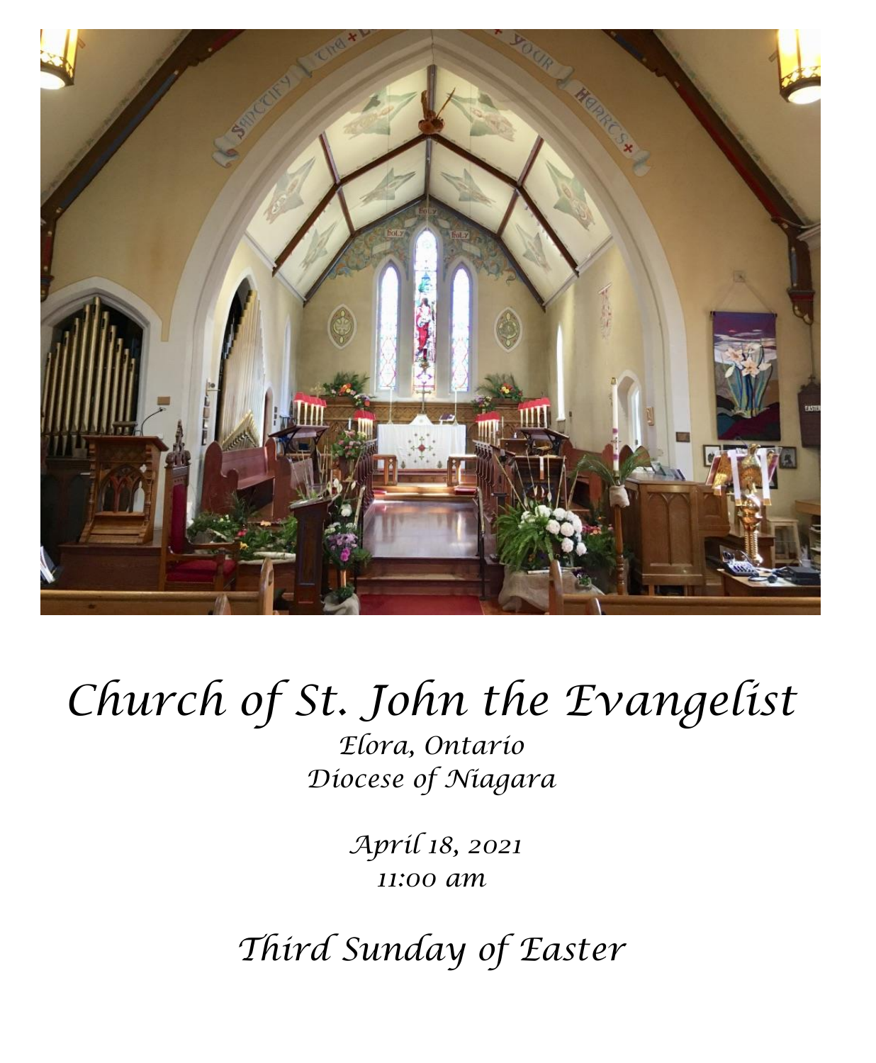# Church of St. John the Evangelist

*Elora, Ontario*
*Diocese of Niagara*

*April 18, 2021*
*11:00 am*

## *Third Sunday of Easter*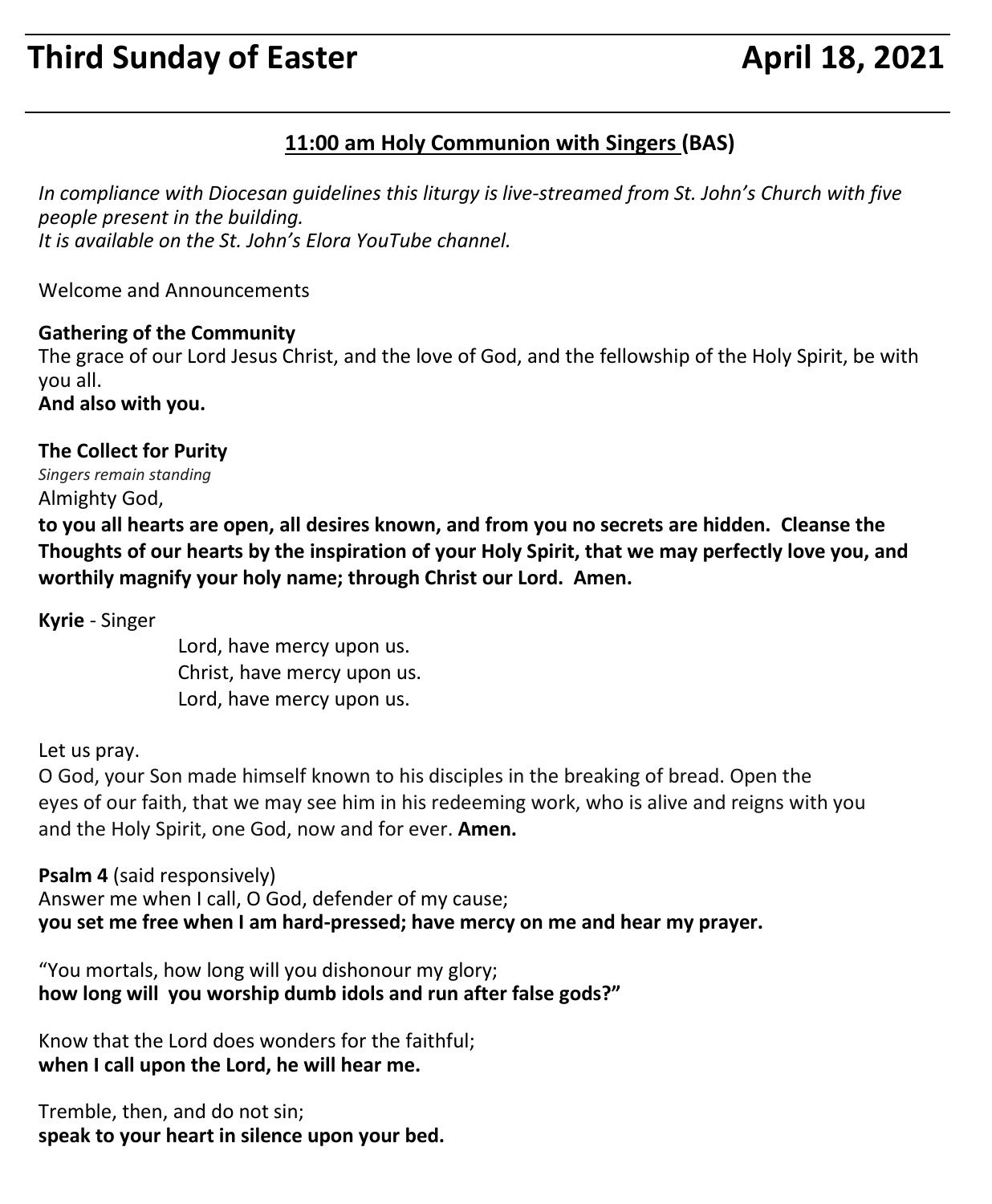# Third Sunday of Easter                April 18, 2021

## 11:00 am Holy Communion with Singers (BAS)

*In compliance with Diocesan guidelines this liturgy is live-streamed from St. John's Church with five people present in the building.*
*It is available on the St. John's Elora YouTube channel.*

Welcome and Announcements

**Gathering of the Community**
The grace of our Lord Jesus Christ, and the love of God, and the fellowship of the Holy Spirit, be with you all.
**And also with you.**

**The Collect for Purity**
*Singers remain standing*
Almighty God,
**to you all hearts are open, all desires known, and from you no secrets are hidden. Cleanse the Thoughts of our hearts by the inspiration of your Holy Spirit, that we may perfectly love you, and worthily magnify your holy name; through Christ our Lord. Amen.**

**Kyrie** - Singer

Lord, have mercy upon us.
Christ, have mercy upon us.
Lord, have mercy upon us.

Let us pray.
O God, your Son made himself known to his disciples in the breaking of bread. Open the eyes of our faith, that we may see him in his redeeming work, who is alive and reigns with you and the Holy Spirit, one God, now and for ever. **Amen.**

**Psalm 4** (said responsively)
Answer me when I call, O God, defender of my cause;
**you set me free when I am hard-pressed; have mercy on me and hear my prayer.**

"You mortals, how long will you dishonour my glory;
**how long will you worship dumb idols and run after false gods?"**

Know that the Lord does wonders for the faithful;
**when I call upon the Lord, he will hear me.**

Tremble, then, and do not sin;
**speak to your heart in silence upon your bed.**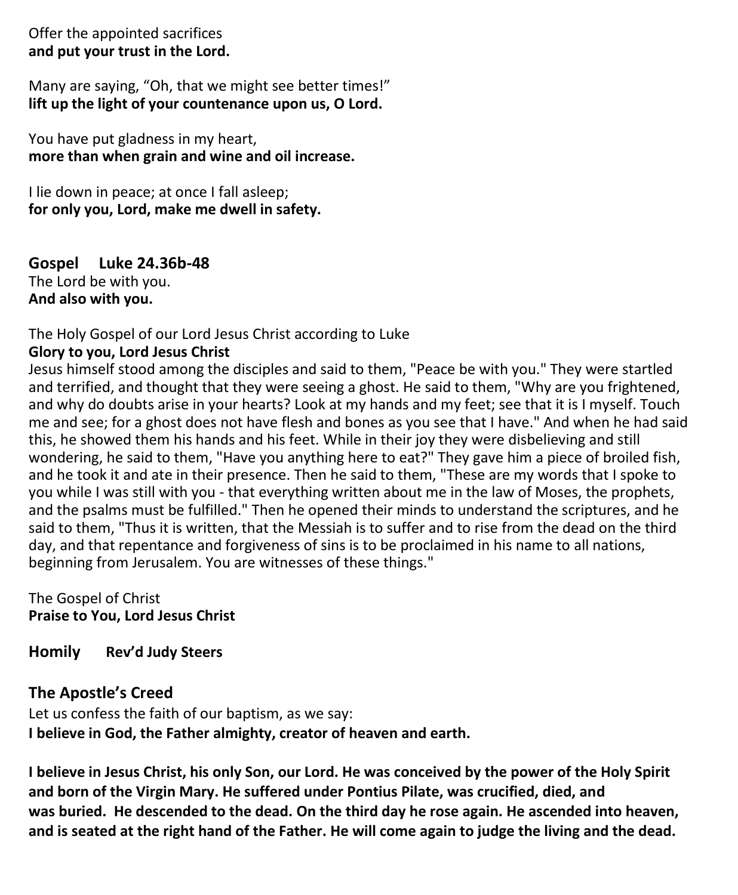Offer the appointed sacrifices
**and put your trust in the Lord.**

Many are saying, “Oh, that we might see better times!”
**lift up the light of your countenance upon us, O Lord.**

You have put gladness in my heart,
**more than when grain and wine and oil increase.**

I lie down in peace; at once I fall asleep;
**for only you, Lord, make me dwell in safety.**

## Gospel Luke 24.36b-48

The Lord be with you.
**And also with you.**

The Holy Gospel of our Lord Jesus Christ according to Luke
**Glory to you, Lord Jesus Christ**
Jesus himself stood among the disciples and said to them, "Peace be with you." They were startled and terrified, and thought that they were seeing a ghost. He said to them, "Why are you frightened, and why do doubts arise in your hearts? Look at my hands and my feet; see that it is I myself. Touch me and see; for a ghost does not have flesh and bones as you see that I have." And when he had said this, he showed them his hands and his feet. While in their joy they were disbelieving and still wondering, he said to them, "Have you anything here to eat?" They gave him a piece of broiled fish, and he took it and ate in their presence. Then he said to them, "These are my words that I spoke to you while I was still with you - that everything written about me in the law of Moses, the prophets, and the psalms must be fulfilled." Then he opened their minds to understand the scriptures, and he said to them, "Thus it is written, that the Messiah is to suffer and to rise from the dead on the third day, and that repentance and forgiveness of sins is to be proclaimed in his name to all nations, beginning from Jerusalem. You are witnesses of these things."

The Gospel of Christ
**Praise to You, Lord Jesus Christ**

## Homily **Rev’d Judy Steers**

## The Apostle’s Creed

Let us confess the faith of our baptism, as we say:
**I believe in God, the Father almighty, creator of heaven and earth.**

**I believe in Jesus Christ, his only Son, our Lord. He was conceived by the power of the Holy Spirit and born of the Virgin Mary. He suffered under Pontius Pilate, was crucified, died, and was buried. He descended to the dead. On the third day he rose again. He ascended into heaven, and is seated at the right hand of the Father. He will come again to judge the living and the dead.**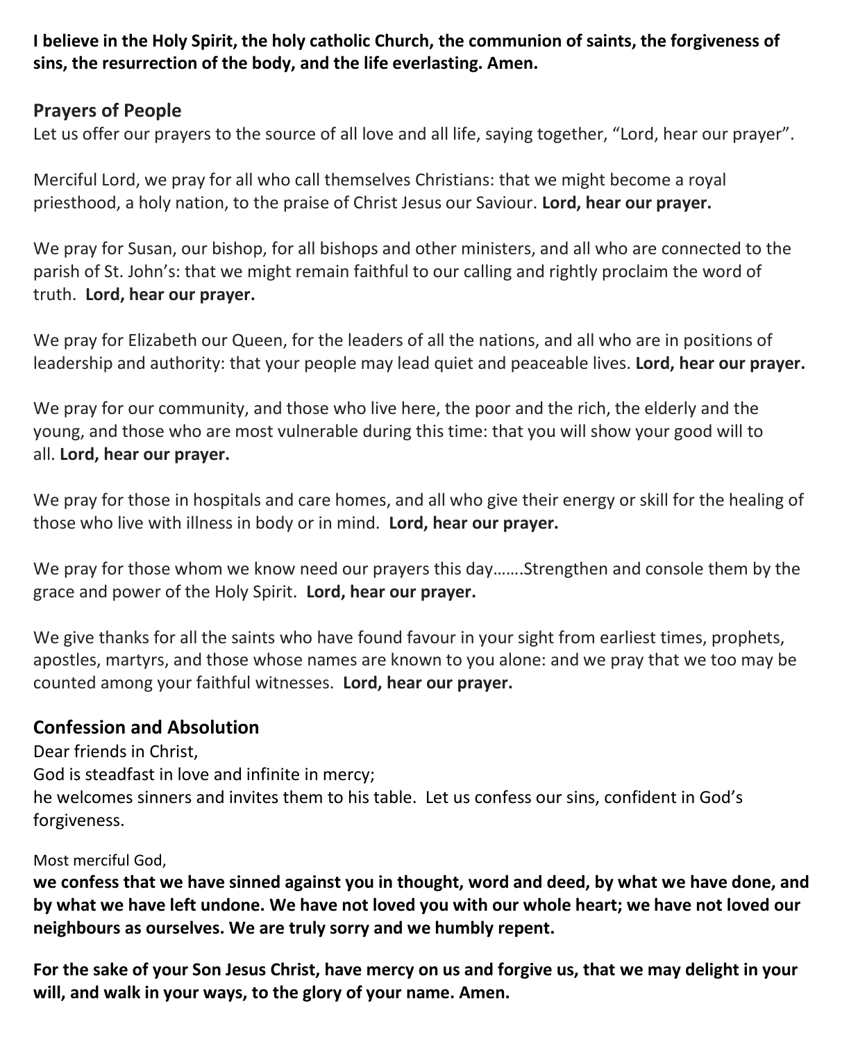**I believe in the Holy Spirit, the holy catholic Church, the communion of saints, the forgiveness of sins, the resurrection of the body, and the life everlasting. Amen.**

## Prayers of People

Let us offer our prayers to the source of all love and all life, saying together, "Lord, hear our prayer".

Merciful Lord, we pray for all who call themselves Christians: that we might become a royal priesthood, a holy nation, to the praise of Christ Jesus our Saviour. **Lord, hear our prayer.**

We pray for Susan, our bishop, for all bishops and other ministers, and all who are connected to the parish of St. John's: that we might remain faithful to our calling and rightly proclaim the word of truth. **Lord, hear our prayer.**

We pray for Elizabeth our Queen, for the leaders of all the nations, and all who are in positions of leadership and authority: that your people may lead quiet and peaceable lives. **Lord, hear our prayer.**

We pray for our community, and those who live here, the poor and the rich, the elderly and the young, and those who are most vulnerable during this time: that you will show your good will to all. **Lord, hear our prayer.**

We pray for those in hospitals and care homes, and all who give their energy or skill for the healing of those who live with illness in body or in mind. **Lord, hear our prayer.**

We pray for those whom we know need our prayers this day…….Strengthen and console them by the grace and power of the Holy Spirit. **Lord, hear our prayer.**

We give thanks for all the saints who have found favour in your sight from earliest times, prophets, apostles, martyrs, and those whose names are known to you alone: and we pray that we too may be counted among your faithful witnesses. **Lord, hear our prayer.**

## Confession and Absolution

Dear friends in Christ,
God is steadfast in love and infinite in mercy;
he welcomes sinners and invites them to his table. Let us confess our sins, confident in God's forgiveness.

Most merciful God,
**we confess that we have sinned against you in thought, word and deed, by what we have done, and by what we have left undone. We have not loved you with our whole heart; we have not loved our neighbours as ourselves. We are truly sorry and we humbly repent.**

**For the sake of your Son Jesus Christ, have mercy on us and forgive us, that we may delight in your will, and walk in your ways, to the glory of your name. Amen.**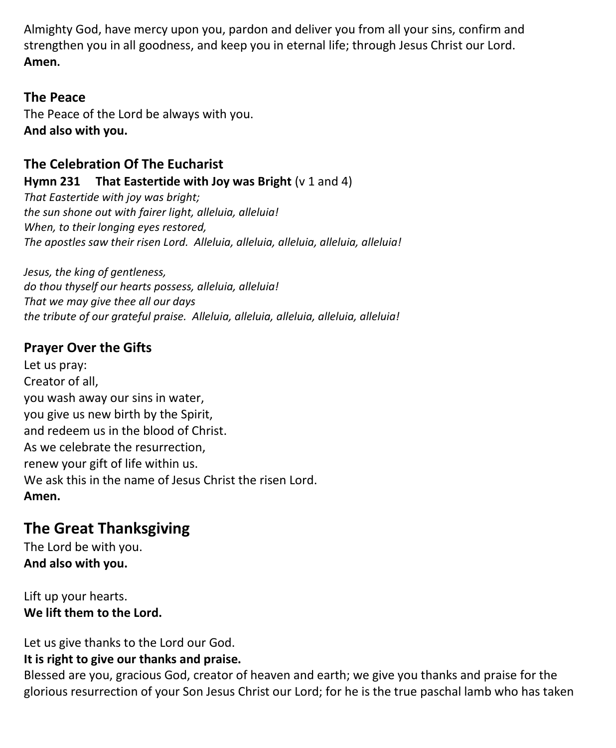Almighty God, have mercy upon you, pardon and deliver you from all your sins, confirm and strengthen you in all goodness, and keep you in eternal life; through Jesus Christ our Lord.
**Amen.**

### The Peace

The Peace of the Lord be always with you.
**And also with you.**

### The Celebration Of The Eucharist

**Hymn 231 That Eastertide with Joy was Bright** (v 1 and 4)

*That Eastertide with joy was bright;*
*the sun shone out with fairer light, alleluia, alleluia!*
*When, to their longing eyes restored,*
*The apostles saw their risen Lord. Alleluia, alleluia, alleluia, alleluia, alleluia!*

*Jesus, the king of gentleness,*
*do thou thyself our hearts possess, alleluia, alleluia!*
*That we may give thee all our days*
*the tribute of our grateful praise. Alleluia, alleluia, alleluia, alleluia, alleluia!*

### Prayer Over the Gifts

Let us pray:
Creator of all,
you wash away our sins in water,
you give us new birth by the Spirit,
and redeem us in the blood of Christ.
As we celebrate the resurrection,
renew your gift of life within us.
We ask this in the name of Jesus Christ the risen Lord.
**Amen.**

## The Great Thanksgiving

The Lord be with you.
**And also with you.**

Lift up your hearts.
**We lift them to the Lord.**

Let us give thanks to the Lord our God.
**It is right to give our thanks and praise.**
Blessed are you, gracious God, creator of heaven and earth; we give you thanks and praise for the glorious resurrection of your Son Jesus Christ our Lord; for he is the true paschal lamb who has taken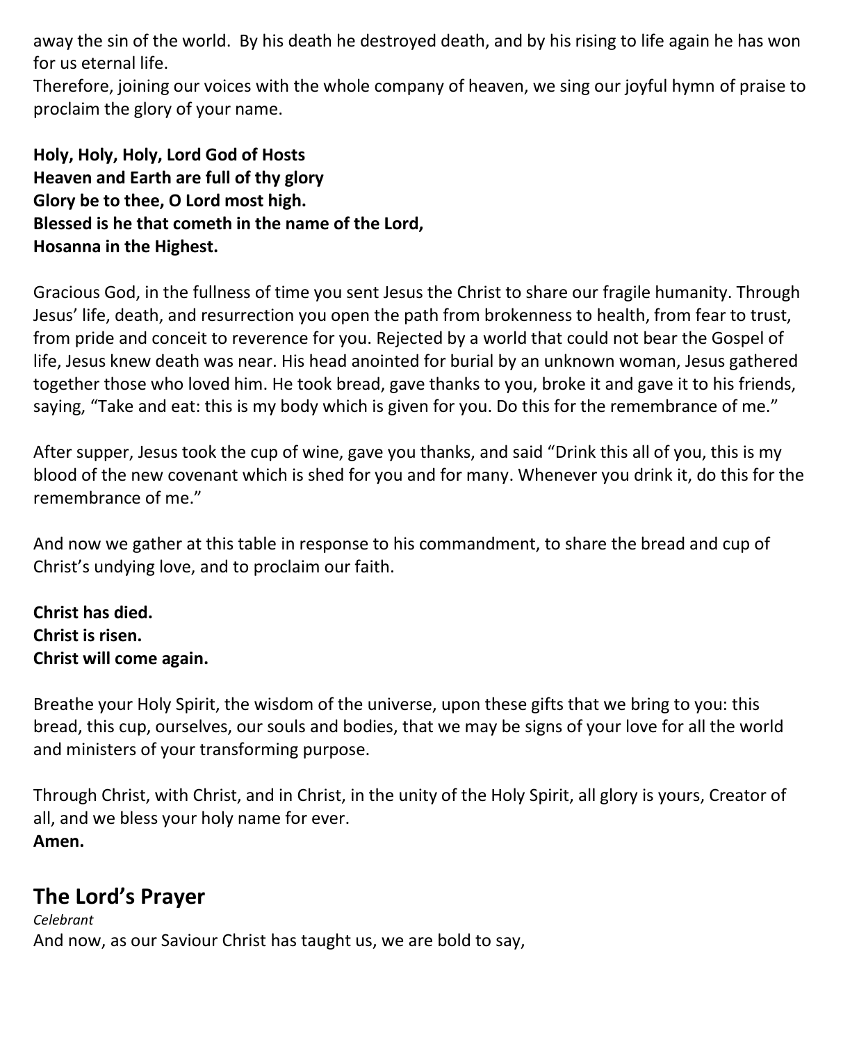away the sin of the world.  By his death he destroyed death, and by his rising to life again he has won for us eternal life.
Therefore, joining our voices with the whole company of heaven, we sing our joyful hymn of praise to proclaim the glory of your name.

**Holy, Holy, Holy, Lord God of Hosts**
**Heaven and Earth are full of thy glory**
**Glory be to thee, O Lord most high.**
**Blessed is he that cometh in the name of the Lord,**
**Hosanna in the Highest.**

Gracious God, in the fullness of time you sent Jesus the Christ to share our fragile humanity. Through Jesus' life, death, and resurrection you open the path from brokenness to health, from fear to trust, from pride and conceit to reverence for you. Rejected by a world that could not bear the Gospel of life, Jesus knew death was near. His head anointed for burial by an unknown woman, Jesus gathered together those who loved him. He took bread, gave thanks to you, broke it and gave it to his friends, saying, "Take and eat: this is my body which is given for you. Do this for the remembrance of me."

After supper, Jesus took the cup of wine, gave you thanks, and said "Drink this all of you, this is my blood of the new covenant which is shed for you and for many. Whenever you drink it, do this for the remembrance of me."

And now we gather at this table in response to his commandment, to share the bread and cup of Christ's undying love, and to proclaim our faith.

**Christ has died.**
**Christ is risen.**
**Christ will come again.**

Breathe your Holy Spirit, the wisdom of the universe, upon these gifts that we bring to you: this bread, this cup, ourselves, our souls and bodies, that we may be signs of your love for all the world and ministers of your transforming purpose.

Through Christ, with Christ, and in Christ, in the unity of the Holy Spirit, all glory is yours, Creator of all, and we bless your holy name for ever.
**Amen.**

## The Lord's Prayer

*Celebrant*
And now, as our Saviour Christ has taught us, we are bold to say,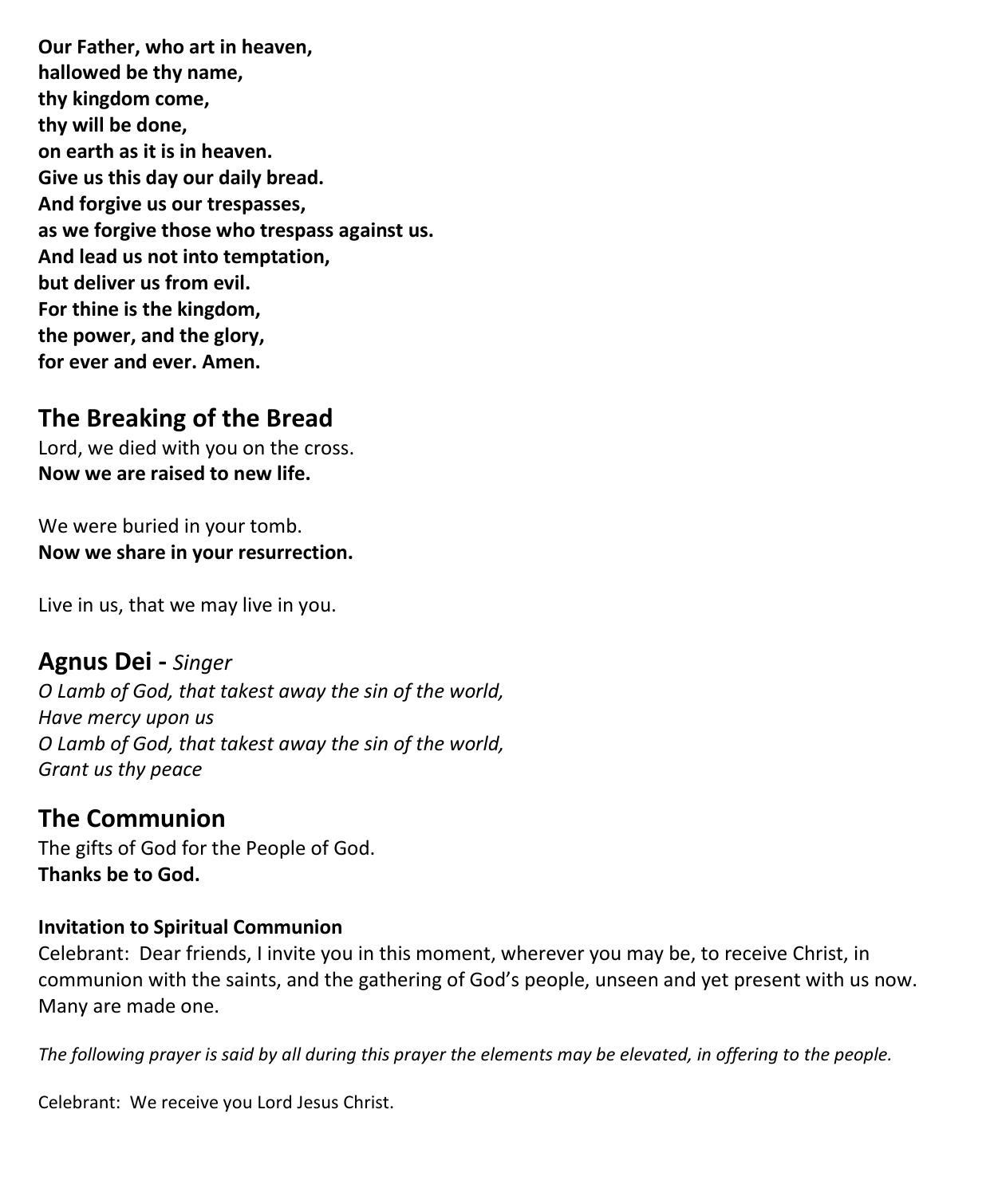**Our Father, who art in heaven,**
**hallowed be thy name,**
**thy kingdom come,**
**thy will be done,**
**on earth as it is in heaven.**
**Give us this day our daily bread.**
**And forgive us our trespasses,**
**as we forgive those who trespass against us.**
**And lead us not into temptation,**
**but deliver us from evil.**
**For thine is the kingdom,**
**the power, and the glory,**
**for ever and ever. Amen.**

## The Breaking of the Bread

Lord, we died with you on the cross.
**Now we are raised to new life.**

We were buried in your tomb.
**Now we share in your resurrection.**

Live in us, that we may live in you.

## Agnus Dei - *Singer*

*O Lamb of God, that takest away the sin of the world,*
*Have mercy upon us*
*O Lamb of God, that takest away the sin of the world,*
*Grant us thy peace*

## The Communion

The gifts of God for the People of God.
**Thanks be to God.**

**Invitation to Spiritual Communion**

Celebrant: Dear friends, I invite you in this moment, wherever you may be, to receive Christ, in communion with the saints, and the gathering of God's people, unseen and yet present with us now. Many are made one.

*The following prayer is said by all during this prayer the elements may be elevated, in offering to the people.*

Celebrant: We receive you Lord Jesus Christ.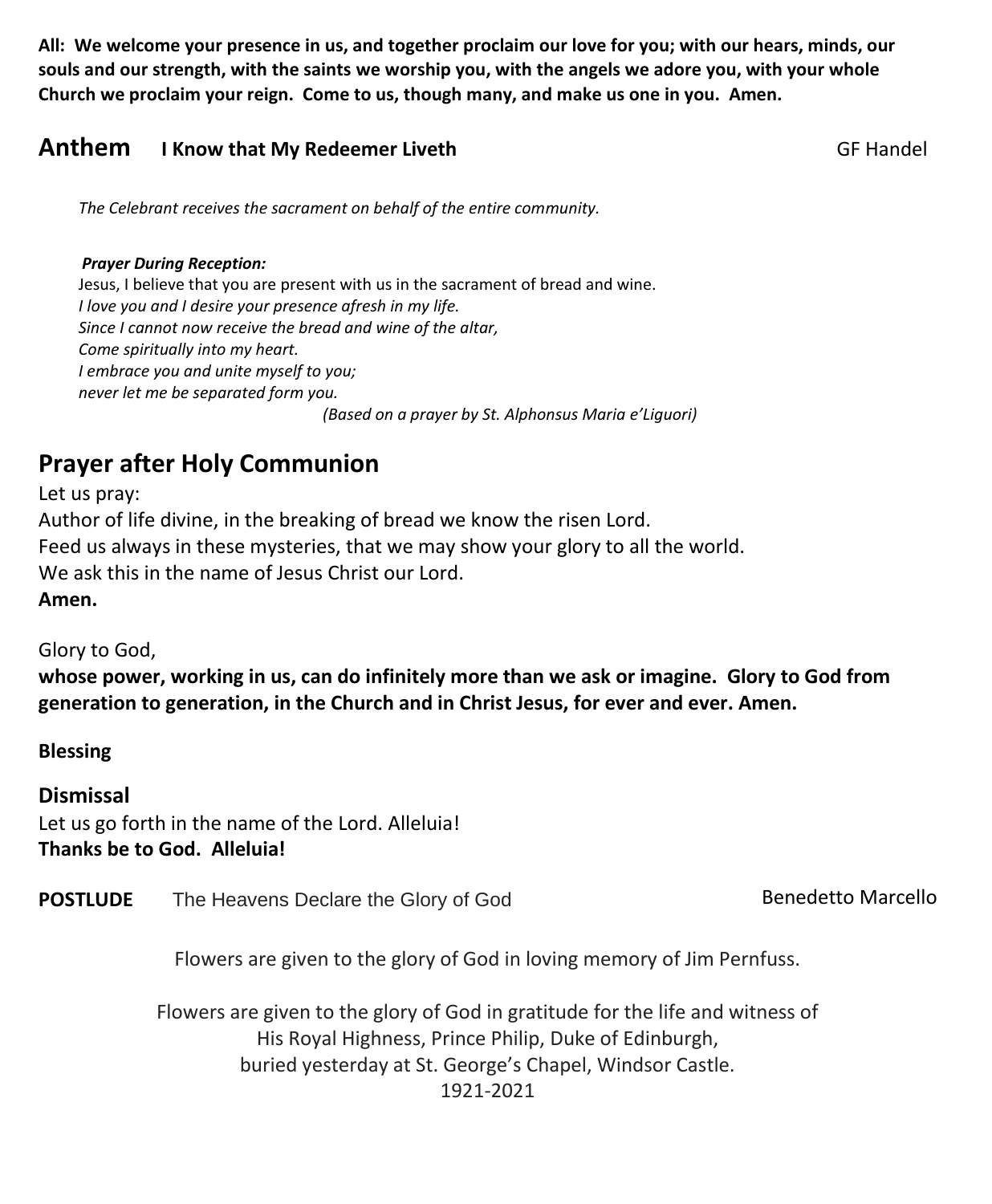**All: We welcome your presence in us, and together proclaim our love for you; with our hears, minds, our souls and our strength, with the saints we worship you, with the angels we adore you, with your whole Church we proclaim your reign. Come to us, though many, and make us one in you. Amen.**

## Anthem **I Know that My Redeemer Liveth** GF Handel

*The Celebrant receives the sacrament on behalf of the entire community.*

***Prayer During Reception:***

Jesus, I believe that you are present with us in the sacrament of bread and wine.
*I love you and I desire your presence afresh in my life.*
*Since I cannot now receive the bread and wine of the altar,*
*Come spiritually into my heart.*
*I embrace you and unite myself to you;*
*never let me be separated form you.*

*(Based on a prayer by St. Alphonsus Maria e'Liguori)*

## Prayer after Holy Communion

Let us pray:
Author of life divine, in the breaking of bread we know the risen Lord.
Feed us always in these mysteries, that we may show your glory to all the world.
We ask this in the name of Jesus Christ our Lord.
**Amen.**

Glory to God,
**whose power, working in us, can do infinitely more than we ask or imagine. Glory to God from generation to generation, in the Church and in Christ Jesus, for ever and ever. Amen.**

**Blessing**

## Dismissal

Let us go forth in the name of the Lord. Alleluia!
**Thanks be to God. Alleluia!**

**POSTLUDE** The Heavens Declare the Glory of God Benedetto Marcello

Flowers are given to the glory of God in loving memory of Jim Pernfuss.

Flowers are given to the glory of God in gratitude for the life and witness of
His Royal Highness, Prince Philip, Duke of Edinburgh,
buried yesterday at St. George's Chapel, Windsor Castle.
1921-2021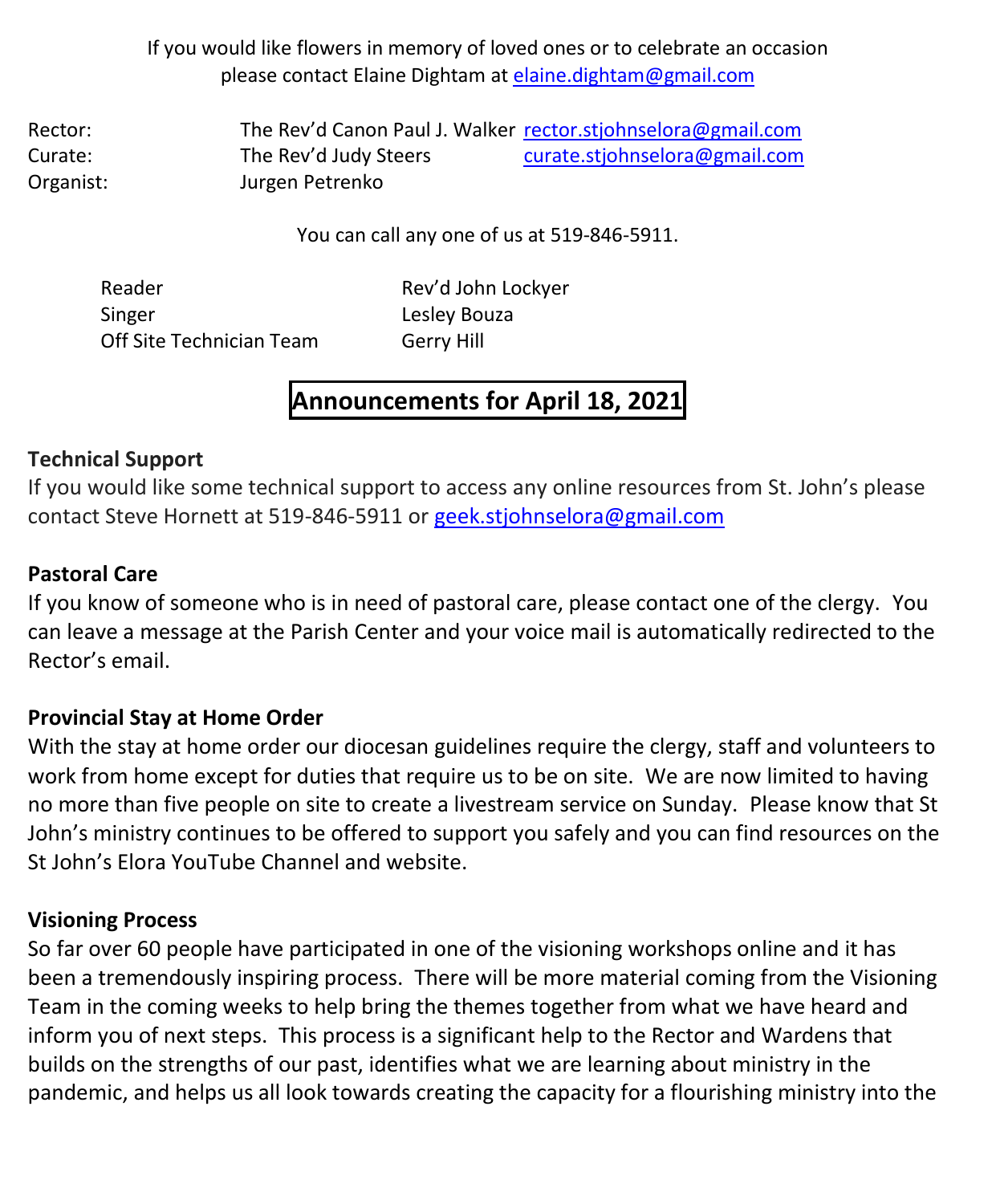If you would like flowers in memory of loved ones or to celebrate an occasion please contact Elaine Dightam at elaine.dightam@gmail.com

| | | |
|---|---|---|
| Rector: | The Rev'd Canon Paul J. Walker | rector.stjohnselora@gmail.com |
| Curate: | The Rev'd Judy Steers | curate.stjohnselora@gmail.com |
| Organist: | Jurgen Petrenko | |

You can call any one of us at 519-846-5911.

| | |
|---|---|
| Reader | Rev'd John Lockyer |
| Singer | Lesley Bouza |
| Off Site Technician Team | Gerry Hill |

## Announcements for April 18, 2021

**Technical Support**

If you would like some technical support to access any online resources from St. John's please contact Steve Hornett at 519-846-5911 or geek.stjohnselora@gmail.com

**Pastoral Care**

If you know of someone who is in need of pastoral care, please contact one of the clergy. You can leave a message at the Parish Center and your voice mail is automatically redirected to the Rector's email.

**Provincial Stay at Home Order**

With the stay at home order our diocesan guidelines require the clergy, staff and volunteers to work from home except for duties that require us to be on site. We are now limited to having no more than five people on site to create a livestream service on Sunday. Please know that St John's ministry continues to be offered to support you safely and you can find resources on the St John's Elora YouTube Channel and website.

**Visioning Process**

So far over 60 people have participated in one of the visioning workshops online and it has been a tremendously inspiring process. There will be more material coming from the Visioning Team in the coming weeks to help bring the themes together from what we have heard and inform you of next steps. This process is a significant help to the Rector and Wardens that builds on the strengths of our past, identifies what we are learning about ministry in the pandemic, and helps us all look towards creating the capacity for a flourishing ministry into the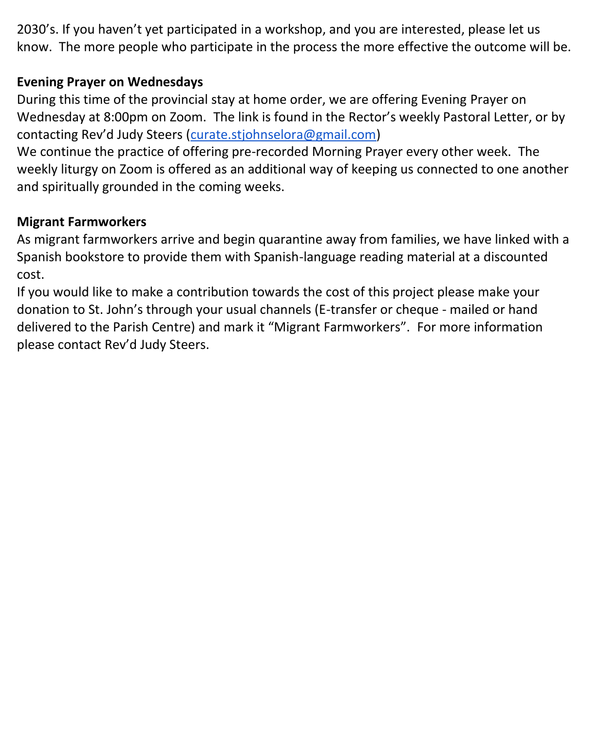2030's. If you haven't yet participated in a workshop, and you are interested, please let us know. The more people who participate in the process the more effective the outcome will be.

**Evening Prayer on Wednesdays**

During this time of the provincial stay at home order, we are offering Evening Prayer on Wednesday at 8:00pm on Zoom. The link is found in the Rector's weekly Pastoral Letter, or by contacting Rev'd Judy Steers (curate.stjohnselora@gmail.com)

We continue the practice of offering pre-recorded Morning Prayer every other week. The weekly liturgy on Zoom is offered as an additional way of keeping us connected to one another and spiritually grounded in the coming weeks.

**Migrant Farmworkers**

As migrant farmworkers arrive and begin quarantine away from families, we have linked with a Spanish bookstore to provide them with Spanish-language reading material at a discounted cost.

If you would like to make a contribution towards the cost of this project please make your donation to St. John's through your usual channels (E-transfer or cheque - mailed or hand delivered to the Parish Centre) and mark it "Migrant Farmworkers". For more information please contact Rev'd Judy Steers.